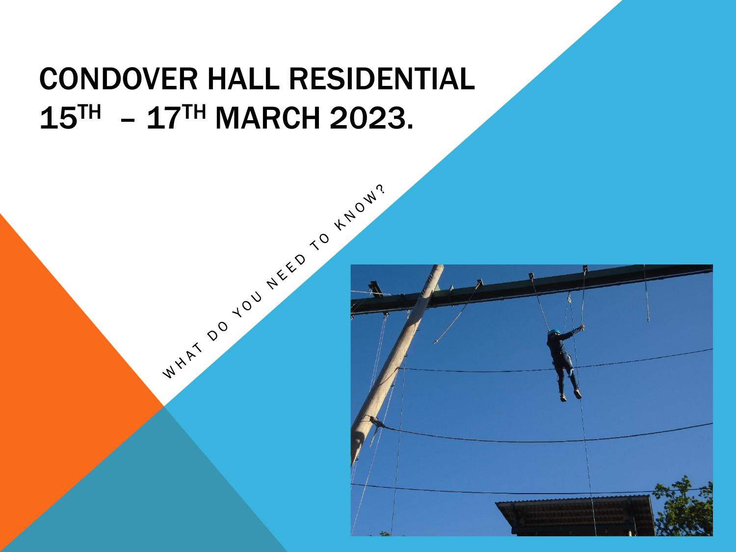# CONDOVER HALL RESIDENTIAL 15TH – 17TH MARCH 2023.

WHAT DO YOU NEED TO KNOW?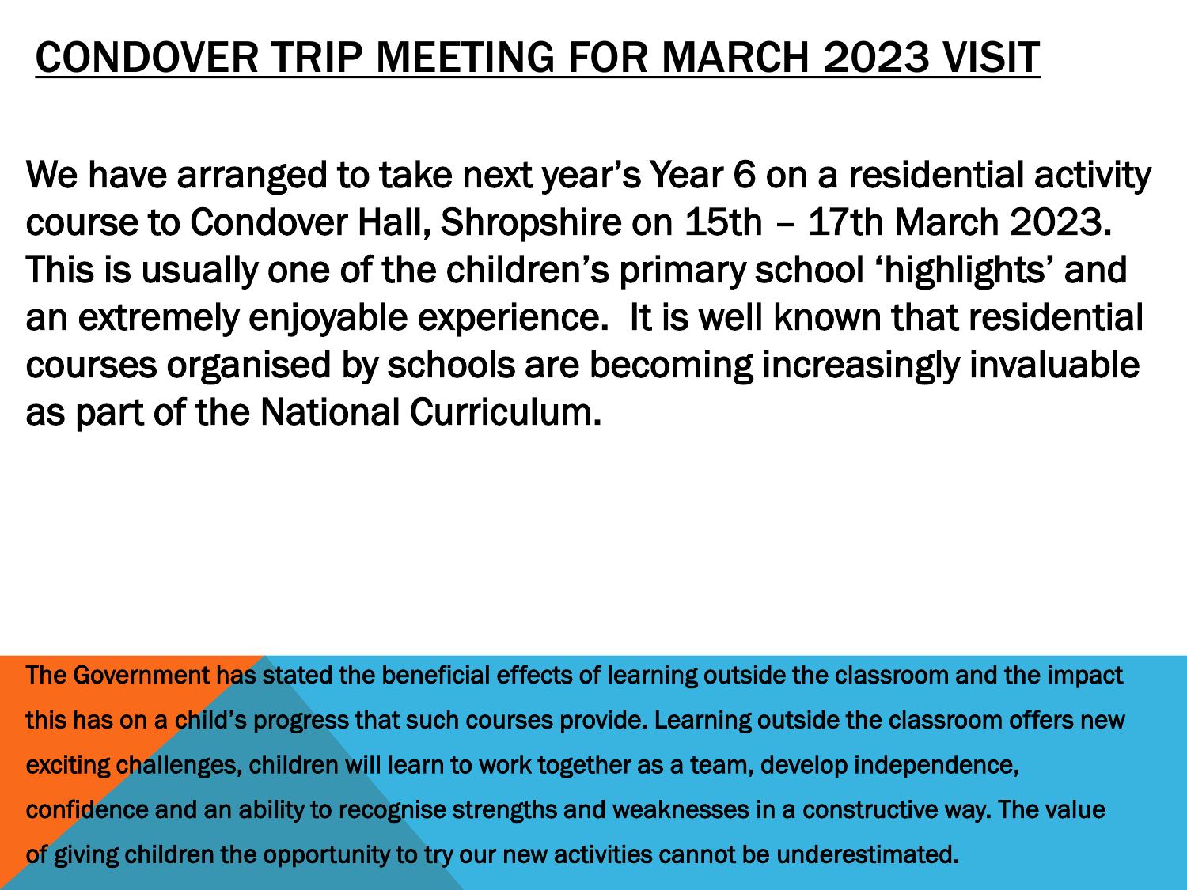# CONDOVER TRIP MEETING FOR MARCH 2023 VISIT

We have arranged to take next year's Year 6 on a residential activity course to Condover Hall, Shropshire on 15th – 17th March 2023. This is usually one of the children's primary school 'highlights' and an extremely enjoyable experience. It is well known that residential courses organised by schools are becoming increasingly invaluable as part of the National Curriculum.

The Government has stated the beneficial effects of learning outside the classroom and the impact this has on a child's progress that such courses provide. Learning outside the classroom offers new exciting challenges, children will learn to work together as a team, develop independence, confidence and an ability to recognise strengths and weaknesses in a constructive way. The value of giving children the opportunity to try our new activities cannot be underestimated.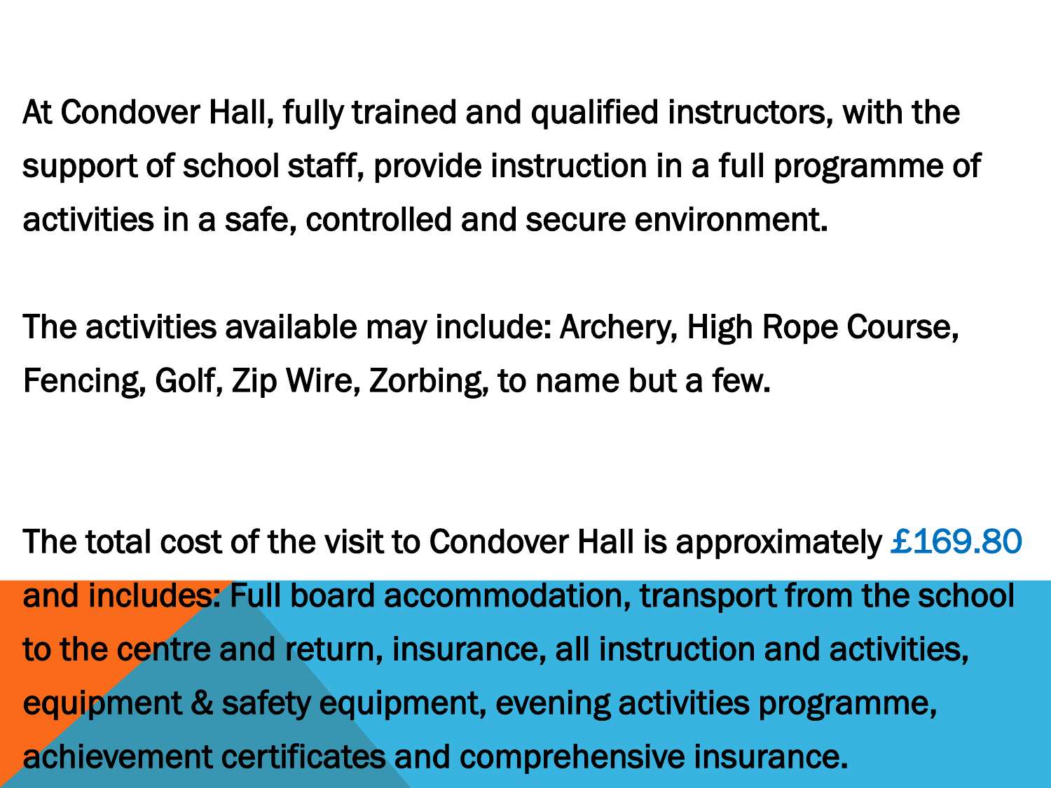At Condover Hall, fully trained and qualified instructors, with the support of school staff, provide instruction in a full programme of activities in a safe, controlled and secure environment.

The activities available may include: Archery, High Rope Course, Fencing, Golf, Zip Wire, Zorbing, to name but a few.

The total cost of the visit to Condover Hall is approximately £169.80 and includes: Full board accommodation, transport from the school to the centre and return, insurance, all instruction and activities, equipment & safety equipment, evening activities programme, achievement certificates and comprehensive insurance.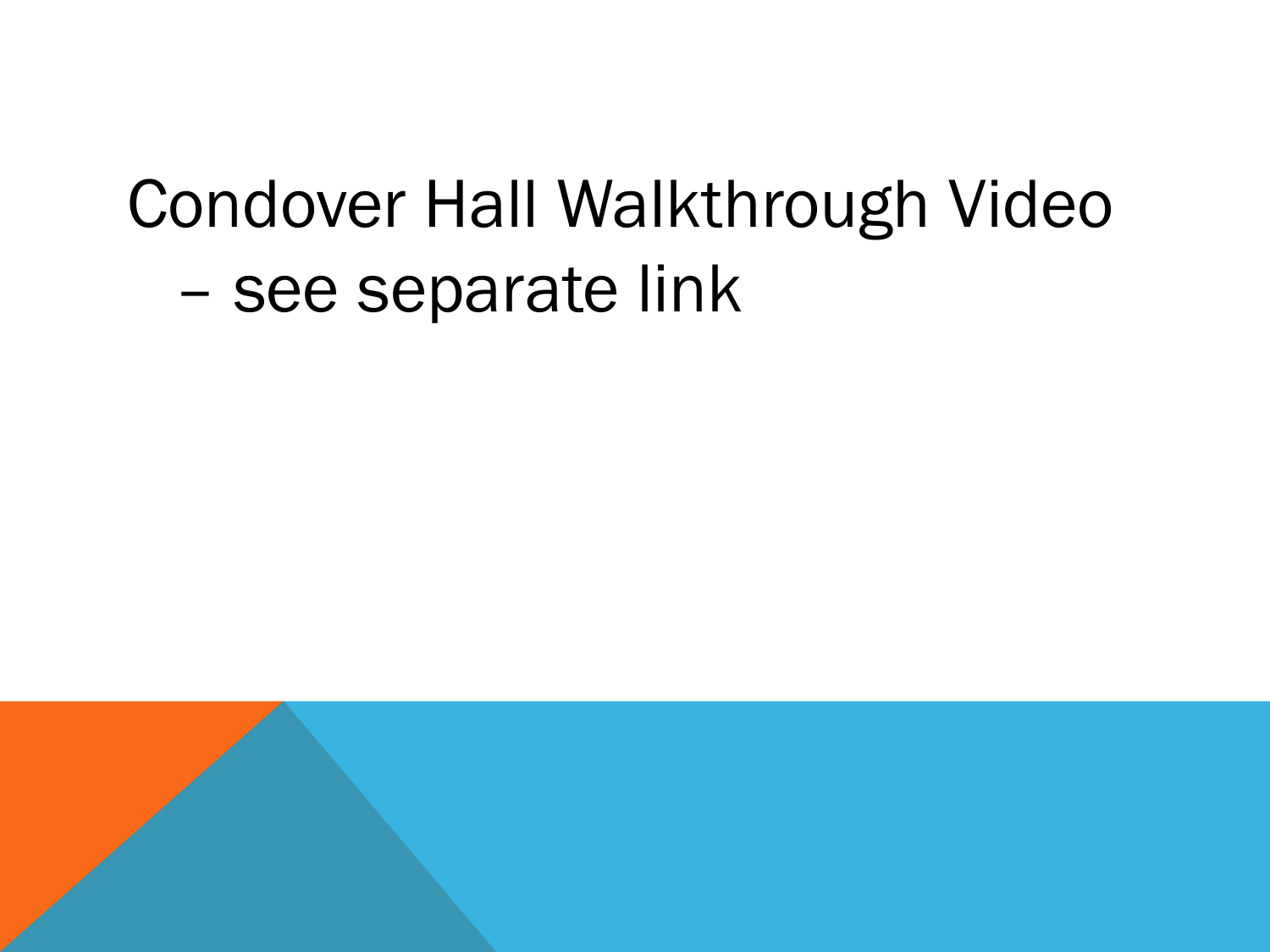Condover Hall Walkthrough Video – see separate link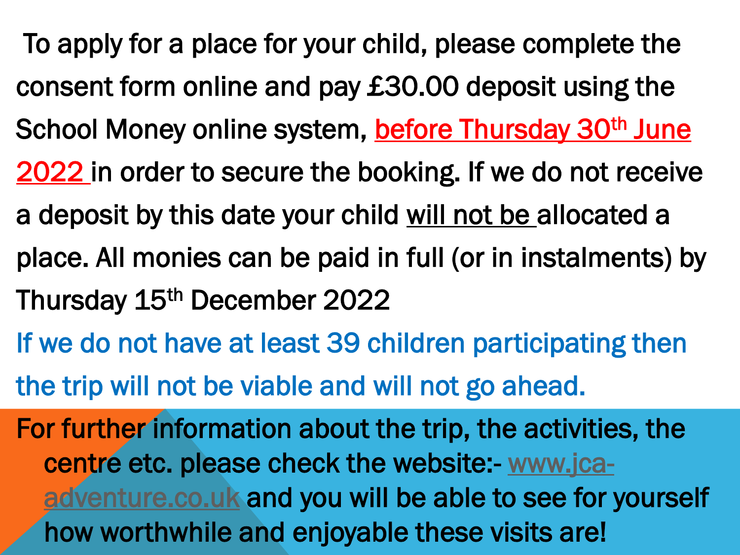To apply for a place for your child, please complete the consent form online and pay £30.00 deposit using the School Money online system, before Thursday 30th June 2022 in order to secure the booking. If we do not receive a deposit by this date your child will not be allocated a place. All monies can be paid in full (or in instalments) by Thursday 15th December 2022

If we do not have at least 39 children participating then the trip will not be viable and will not go ahead.

For further information about the trip, the activities, the centre etc. please check the website:- www.jca-adventure.co.uk and you will be able to see for yourself how worthwhile and enjoyable these visits are!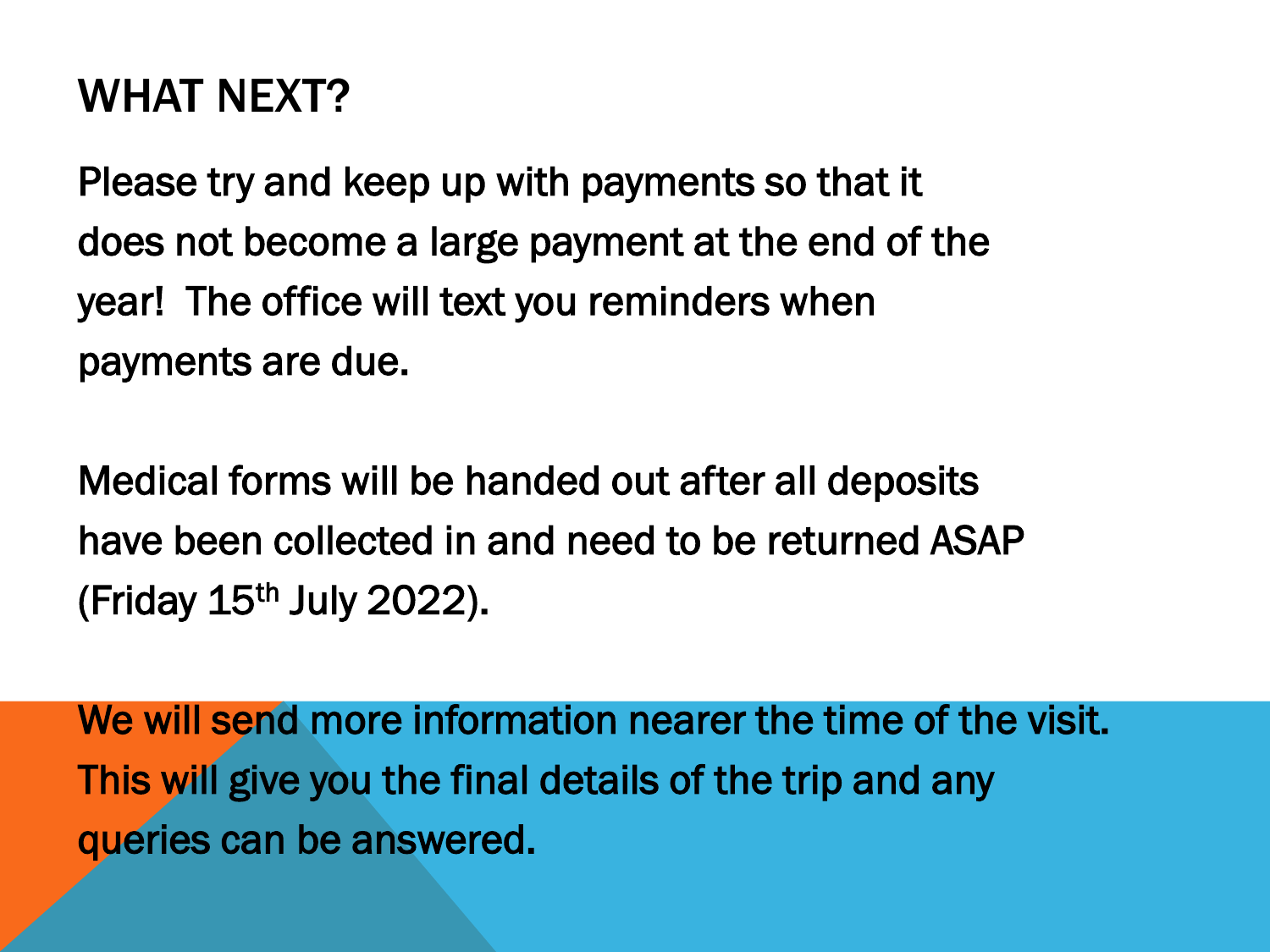# WHAT NEXT?

Please try and keep up with payments so that it does not become a large payment at the end of the year! The office will text you reminders when payments are due.

Medical forms will be handed out after all deposits have been collected in and need to be returned ASAP (Friday 15th July 2022).

We will send more information nearer the time of the visit. This will give you the final details of the trip and any queries can be answered.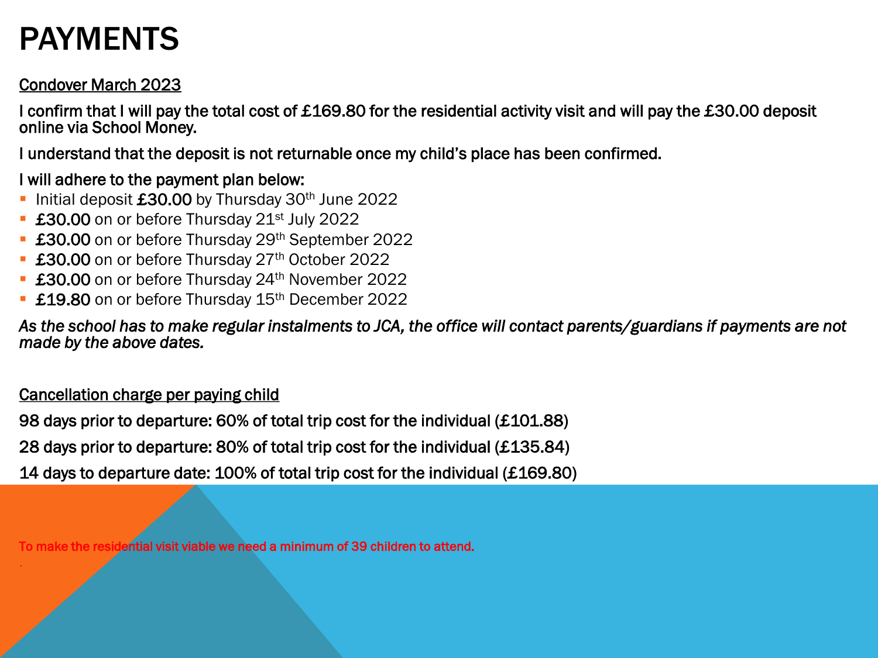# PAYMENTS

Condover March 2023

I confirm that I will pay the total cost of £169.80 for the residential activity visit and will pay the £30.00 deposit online via School Money.

I understand that the deposit is not returnable once my child's place has been confirmed.

I will adhere to the payment plan below:

- Initial deposit **£30.00** by Thursday 30th June 2022
- **£30.00** on or before Thursday 21st July 2022
- **£30.00** on or before Thursday 29th September 2022
- **£30.00** on or before Thursday 27th October 2022
- **£30.00** on or before Thursday 24th November 2022
- **£19.80** on or before Thursday 15th December 2022

*As the school has to make regular instalments to JCA, the office will contact parents/guardians if payments are not made by the above dates.*

Cancellation charge per paying child

98 days prior to departure: 60% of total trip cost for the individual (£101.88)

28 days prior to departure: 80% of total trip cost for the individual (£135.84)

14 days to departure date: 100% of total trip cost for the individual (£169.80)

To make the residential visit viable we need a minimum of 39 children to attend.